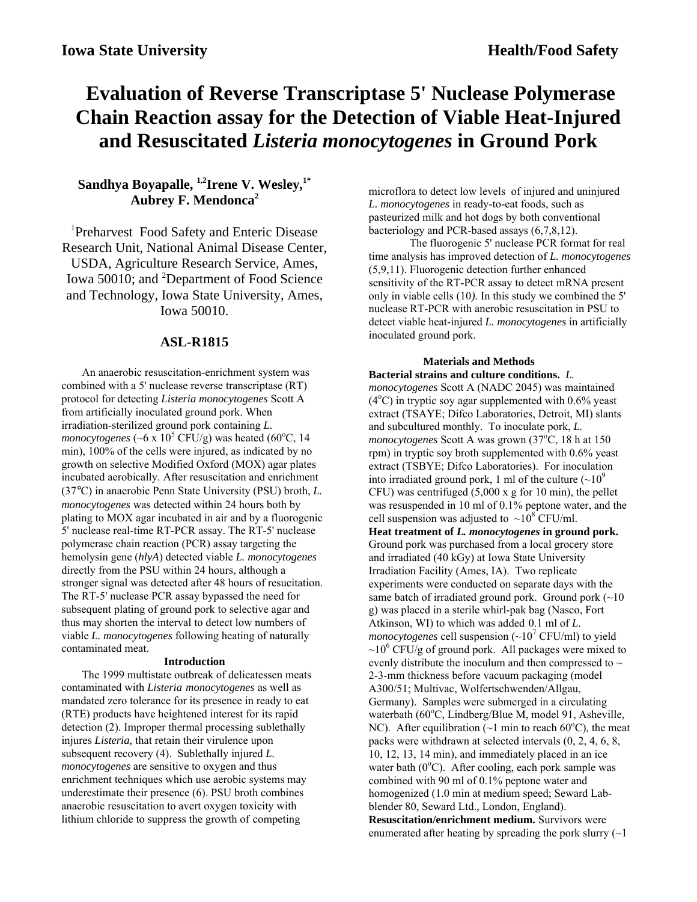**Iowa State University** **Health/Food Safety**

# Evaluation of Reverse Transcriptase 5' Nuclease Polymerase Chain Reaction assay for the Detection of Viable Heat-Injured and Resuscitated *Listeria monocytogenes* in Ground Pork

**Sandhya Boyapalle, [1,2]Irene V. Wesley,[1*] Aubrey F. Mendonca[2]**

[1]Preharvest Food Safety and Enteric Disease Research Unit, National Animal Disease Center, USDA, Agriculture Research Service, Ames, Iowa 50010; and [2]Department of Food Science and Technology, Iowa State University, Ames, Iowa 50010.

## ASL-R1815

An anaerobic resuscitation-enrichment system was combined with a 5' nuclease reverse transcriptase (RT) protocol for detecting *Listeria monocytogenes* Scott A from artificially inoculated ground pork. When irradiation-sterilized ground pork containing *L. monocytogenes* (~6 x $10^5$ CFU/g) was heated (60°C, 14 min), 100% of the cells were injured, as indicated by no growth on selective Modified Oxford (MOX) agar plates incubated aerobically. After resuscitation and enrichment (37°C) in anaerobic Penn State University (PSU) broth, *L. monocytogenes* was detected within 24 hours both by plating to MOX agar incubated in air and by a fluorogenic 5' nuclease real-time RT-PCR assay. The RT-5' nuclease polymerase chain reaction (PCR) assay targeting the hemolysin gene (*hlyA*) detected viable *L. monocytogenes* directly from the PSU within 24 hours, although a stronger signal was detected after 48 hours of resuscitation. The RT-5' nuclease PCR assay bypassed the need for subsequent plating of ground pork to selective agar and thus may shorten the interval to detect low numbers of viable *L. monocytogenes* following heating of naturally contaminated meat.

### Introduction

The 1999 multistate outbreak of delicatessen meats contaminated with *Listeria monocytogenes* as well as mandated zero tolerance for its presence in ready to eat (RTE) products have heightened interest for its rapid detection (2). Improper thermal processing sublethally injures *Listeria,* that retain their virulence upon subsequent recovery (4). Sublethally injured *L. monocytogenes* are sensitive to oxygen and thus enrichment techniques which use aerobic systems may underestimate their presence (6). PSU broth combines anaerobic resuscitation to avert oxygen toxicity with lithium chloride to suppress the growth of competing microflora to detect low levels of injured and uninjured *L. monocytogenes* in ready-to-eat foods, such as pasteurized milk and hot dogs by both conventional bacteriology and PCR-based assays (6,7,8,12).

The fluorogenic 5' nuclease PCR format for real time analysis has improved detection of *L. monocytogenes* (5,9,11). Fluorogenic detection further enhanced sensitivity of the RT-PCR assay to detect mRNA present only in viable cells (10). In this study we combined the 5' nuclease RT-PCR with anerobic resuscitation in PSU to detect viable heat-injured *L. monocytogenes* in artificially inoculated ground pork.

### Materials and Methods

**Bacterial strains and culture conditions.** *L. monocytogenes* Scott A (NADC 2045) was maintained (4°C) in tryptic soy agar supplemented with 0.6% yeast extract (TSAYE; Difco Laboratories, Detroit, MI) slants and subcultured monthly. To inoculate pork, *L. monocytogenes* Scott A was grown (37°C, 18 h at 150 rpm) in tryptic soy broth supplemented with 0.6% yeast extract (TSBYE; Difco Laboratories). For inoculation into irradiated ground pork, 1 ml of the culture (~$10^9$ CFU) was centrifuged (5,000 x g for 10 min), the pellet was resuspended in 10 ml of 0.1% peptone water, and the cell suspension was adjusted to ~$10^8$ CFU/ml.

**Heat treatment of *L. monocytogenes* in ground pork.** Ground pork was purchased from a local grocery store and irradiated (40 kGy) at Iowa State University Irradiation Facility (Ames, IA). Two replicate experiments were conducted on separate days with the same batch of irradiated ground pork. Ground pork (~10 g) was placed in a sterile whirl-pak bag (Nasco, Fort Atkinson, WI) to which was added 0.1 ml of *L. monocytogenes* cell suspension (~$10^7$ CFU/ml) to yield ~$10^6$ CFU/g of ground pork. All packages were mixed to evenly distribute the inoculum and then compressed to ~ 2-3-mm thickness before vacuum packaging (model A300/51; Multivac, Wolfertschwenden/Allgau, Germany). Samples were submerged in a circulating waterbath (60°C, Lindberg/Blue M, model 91, Asheville, NC). After equilibration (~1 min to reach 60°C), the meat packs were withdrawn at selected intervals (0, 2, 4, 6, 8, 10, 12, 13, 14 min), and immediately placed in an ice water bath (0°C). After cooling, each pork sample was combined with 90 ml of 0.1% peptone water and homogenized (1.0 min at medium speed; Seward Lab-blender 80, Seward Ltd., London, England).

**Resuscitation/enrichment medium.** Survivors were enumerated after heating by spreading the pork slurry (~1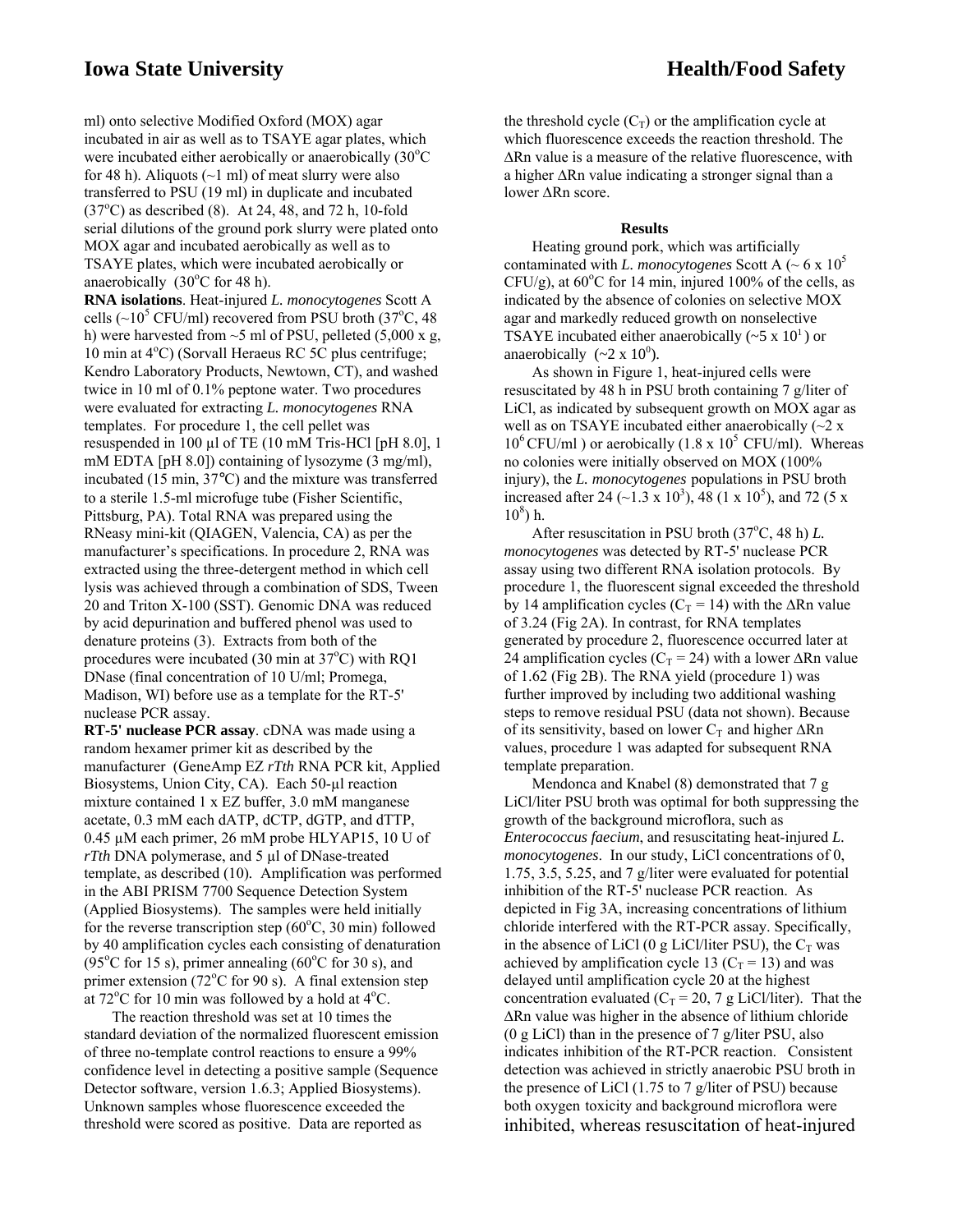ml) onto selective Modified Oxford (MOX) agar incubated in air as well as to TSAYE agar plates, which were incubated either aerobically or anaerobically (30°C for 48 h). Aliquots (~1 ml) of meat slurry were also transferred to PSU (19 ml) in duplicate and incubated (37°C) as described (8). At 24, 48, and 72 h, 10-fold serial dilutions of the ground pork slurry were plated onto MOX agar and incubated aerobically as well as to TSAYE plates, which were incubated aerobically or anaerobically (30°C for 48 h).

**RNA isolations**. Heat-injured *L. monocytogenes* Scott A cells (~$10^5$ CFU/ml) recovered from PSU broth (37°C, 48 h) were harvested from ~5 ml of PSU, pelleted (5,000 x g, 10 min at 4°C) (Sorvall Heraeus RC 5C plus centrifuge; Kendro Laboratory Products, Newtown, CT), and washed twice in 10 ml of 0.1% peptone water. Two procedures were evaluated for extracting *L. monocytogenes* RNA templates. For procedure 1, the cell pellet was resuspended in 100 µl of TE (10 mM Tris-HCl [pH 8.0], 1 mM EDTA [pH 8.0]) containing of lysozyme (3 mg/ml), incubated (15 min, 37°C) and the mixture was transferred to a sterile 1.5-ml microfuge tube (Fisher Scientific, Pittsburg, PA). Total RNA was prepared using the RNeasy mini-kit (QIAGEN, Valencia, CA) as per the manufacturer's specifications. In procedure 2, RNA was extracted using the three-detergent method in which cell lysis was achieved through a combination of SDS, Tween 20 and Triton X-100 (SST). Genomic DNA was reduced by acid depurination and buffered phenol was used to denature proteins (3). Extracts from both of the procedures were incubated (30 min at 37°C) with RQ1 DNase (final concentration of 10 U/ml; Promega, Madison, WI) before use as a template for the RT-5' nuclease PCR assay.

**RT-5' nuclease PCR assay**. cDNA was made using a random hexamer primer kit as described by the manufacturer (GeneAmp EZ *rTth* RNA PCR kit, Applied Biosystems, Union City, CA). Each 50-µl reaction mixture contained 1 x EZ buffer, 3.0 mM manganese acetate, 0.3 mM each dATP, dCTP, dGTP, and dTTP, 0.45 µM each primer, 26 mM probe HLYAP15, 10 U of *rTth* DNA polymerase, and 5 µl of DNase-treated template, as described (10). Amplification was performed in the ABI PRISM 7700 Sequence Detection System (Applied Biosystems). The samples were held initially for the reverse transcription step (60°C, 30 min) followed by 40 amplification cycles each consisting of denaturation (95°C for 15 s), primer annealing (60°C for 30 s), and primer extension (72°C for 90 s). A final extension step at 72°C for 10 min was followed by a hold at 4°C.

The reaction threshold was set at 10 times the standard deviation of the normalized fluorescent emission of three no-template control reactions to ensure a 99% confidence level in detecting a positive sample (Sequence Detector software, version 1.6.3; Applied Biosystems). Unknown samples whose fluorescence exceeded the threshold were scored as positive. Data are reported as the threshold cycle ($C_T$) or the amplification cycle at which fluorescence exceeds the reaction threshold. The ΔRn value is a measure of the relative fluorescence, with a higher ΔRn value indicating a stronger signal than a lower ΔRn score.

## Results

Heating ground pork, which was artificially contaminated with *L. monocytogenes* Scott A (~ 6 x $10^5$ CFU/g), at 60°C for 14 min, injured 100% of the cells, as indicated by the absence of colonies on selective MOX agar and markedly reduced growth on nonselective TSAYE incubated either anaerobically (~5 x $10^1$) or anaerobically (~2 x $10^0$).

As shown in Figure 1, heat-injured cells were resuscitated by 48 h in PSU broth containing 7 g/liter of LiCl, as indicated by subsequent growth on MOX agar as well as on TSAYE incubated either anaerobically (~2 x $10^6$ CFU/ml ) or aerobically (1.8 x $10^5$ CFU/ml). Whereas no colonies were initially observed on MOX (100% injury), the *L. monocytogenes* populations in PSU broth increased after 24 (~1.3 x $10^3$), 48 (1 x $10^5$), and 72 (5 x $10^8$) h.

After resuscitation in PSU broth (37°C, 48 h) *L. monocytogenes* was detected by RT-5' nuclease PCR assay using two different RNA isolation protocols. By procedure 1, the fluorescent signal exceeded the threshold by 14 amplification cycles ($C_T$ = 14) with the ΔRn value of 3.24 (Fig 2A). In contrast, for RNA templates generated by procedure 2, fluorescence occurred later at 24 amplification cycles ($C_T$ = 24) with a lower ΔRn value of 1.62 (Fig 2B). The RNA yield (procedure 1) was further improved by including two additional washing steps to remove residual PSU (data not shown). Because of its sensitivity, based on lower $C_T$ and higher ΔRn values, procedure 1 was adapted for subsequent RNA template preparation.

Mendonca and Knabel (8) demonstrated that 7 g LiCl/liter PSU broth was optimal for both suppressing the growth of the background microflora, such as *Enterococcus faecium*, and resuscitating heat-injured *L. monocytogenes*. In our study, LiCl concentrations of 0, 1.75, 3.5, 5.25, and 7 g/liter were evaluated for potential inhibition of the RT-5' nuclease PCR reaction. As depicted in Fig 3A, increasing concentrations of lithium chloride interfered with the RT-PCR assay. Specifically, in the absence of LiCl (0 g LiCl/liter PSU), the $C_T$ was achieved by amplification cycle 13 ($C_T$ = 13) and was delayed until amplification cycle 20 at the highest concentration evaluated ($C_T$ = 20, 7 g LiCl/liter). That the ΔRn value was higher in the absence of lithium chloride (0 g LiCl) than in the presence of 7 g/liter PSU, also indicates inhibition of the RT-PCR reaction. Consistent detection was achieved in strictly anaerobic PSU broth in the presence of LiCl (1.75 to 7 g/liter of PSU) because both oxygen toxicity and background microflora were inhibited, whereas resuscitation of heat-injured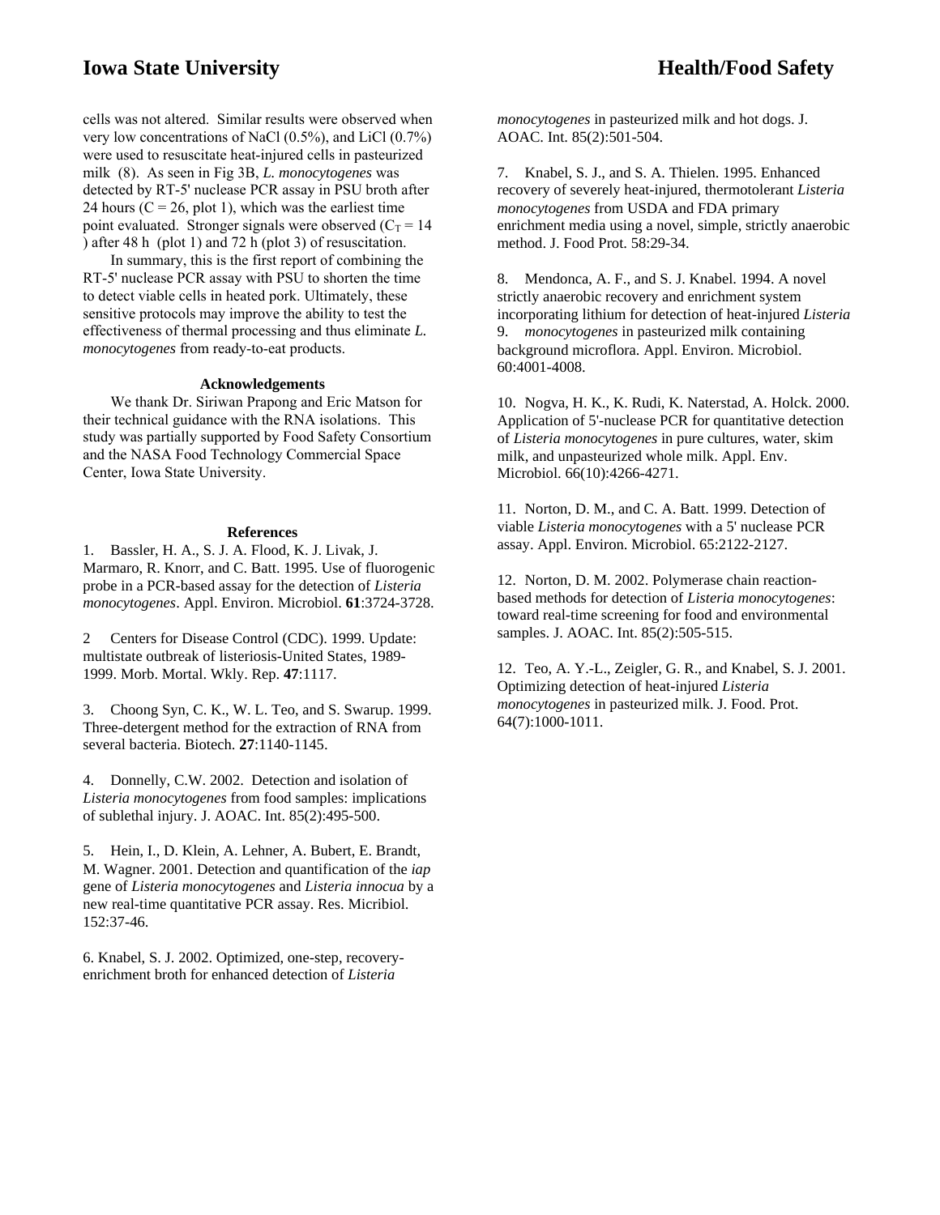cells was not altered. Similar results were observed when very low concentrations of NaCl (0.5%), and LiCl (0.7%) were used to resuscitate heat-injured cells in pasteurized milk (8). As seen in Fig 3B, *L. monocytogenes* was detected by RT-5' nuclease PCR assay in PSU broth after 24 hours (C = 26, plot 1), which was the earliest time point evaluated. Stronger signals were observed ($C_T$ = 14 ) after 48 h (plot 1) and 72 h (plot 3) of resuscitation.

In summary, this is the first report of combining the RT-5' nuclease PCR assay with PSU to shorten the time to detect viable cells in heated pork. Ultimately, these sensitive protocols may improve the ability to test the effectiveness of thermal processing and thus eliminate *L. monocytogenes* from ready-to-eat products.

### Acknowledgements

We thank Dr. Siriwan Prapong and Eric Matson for their technical guidance with the RNA isolations. This study was partially supported by Food Safety Consortium and the NASA Food Technology Commercial Space Center, Iowa State University.

### References

1. Bassler, H. A., S. J. A. Flood, K. J. Livak, J. Marmaro, R. Knorr, and C. Batt. 1995. Use of fluorogenic probe in a PCR-based assay for the detection of *Listeria monocytogenes*. Appl. Environ. Microbiol. **61**:3724-3728.

2 Centers for Disease Control (CDC). 1999. Update: multistate outbreak of listeriosis-United States, 1989-1999. Morb. Mortal. Wkly. Rep. **47**:1117.

3. Choong Syn, C. K., W. L. Teo, and S. Swarup. 1999. Three-detergent method for the extraction of RNA from several bacteria. Biotech. **27**:1140-1145.

4. Donnelly, C.W. 2002. Detection and isolation of *Listeria monocytogenes* from food samples: implications of sublethal injury. J. AOAC. Int. 85(2):495-500.

5. Hein, I., D. Klein, A. Lehner, A. Bubert, E. Brandt, M. Wagner. 2001. Detection and quantification of the *iap* gene of *Listeria monocytogenes* and *Listeria innocua* by a new real-time quantitative PCR assay. Res. Micribiol. 152:37-46.

6. Knabel, S. J. 2002. Optimized, one-step, recovery-enrichment broth for enhanced detection of *Listeria monocytogenes* in pasteurized milk and hot dogs. J. AOAC. Int. 85(2):501-504.

7. Knabel, S. J., and S. A. Thielen. 1995. Enhanced recovery of severely heat-injured, thermotolerant *Listeria monocytogenes* from USDA and FDA primary enrichment media using a novel, simple, strictly anaerobic method. J. Food Prot. 58:29-34.

8. Mendonca, A. F., and S. J. Knabel. 1994. A novel strictly anaerobic recovery and enrichment system incorporating lithium for detection of heat-injured *Listeria*
9. *monocytogenes* in pasteurized milk containing background microflora. Appl. Environ. Microbiol. 60:4001-4008.

10. Nogva, H. K., K. Rudi, K. Naterstad, A. Holck. 2000. Application of 5'-nuclease PCR for quantitative detection of *Listeria monocytogenes* in pure cultures, water, skim milk, and unpasteurized whole milk. Appl. Env. Microbiol. 66(10):4266-4271.

11. Norton, D. M., and C. A. Batt. 1999. Detection of viable *Listeria monocytogenes* with a 5' nuclease PCR assay. Appl. Environ. Microbiol. 65:2122-2127.

12. Norton, D. M. 2002. Polymerase chain reaction-based methods for detection of *Listeria monocytogenes*: toward real-time screening for food and environmental samples. J. AOAC. Int. 85(2):505-515.

12. Teo, A. Y.-L., Zeigler, G. R., and Knabel, S. J. 2001. Optimizing detection of heat-injured *Listeria monocytogenes* in pasteurized milk. J. Food. Prot. 64(7):1000-1011.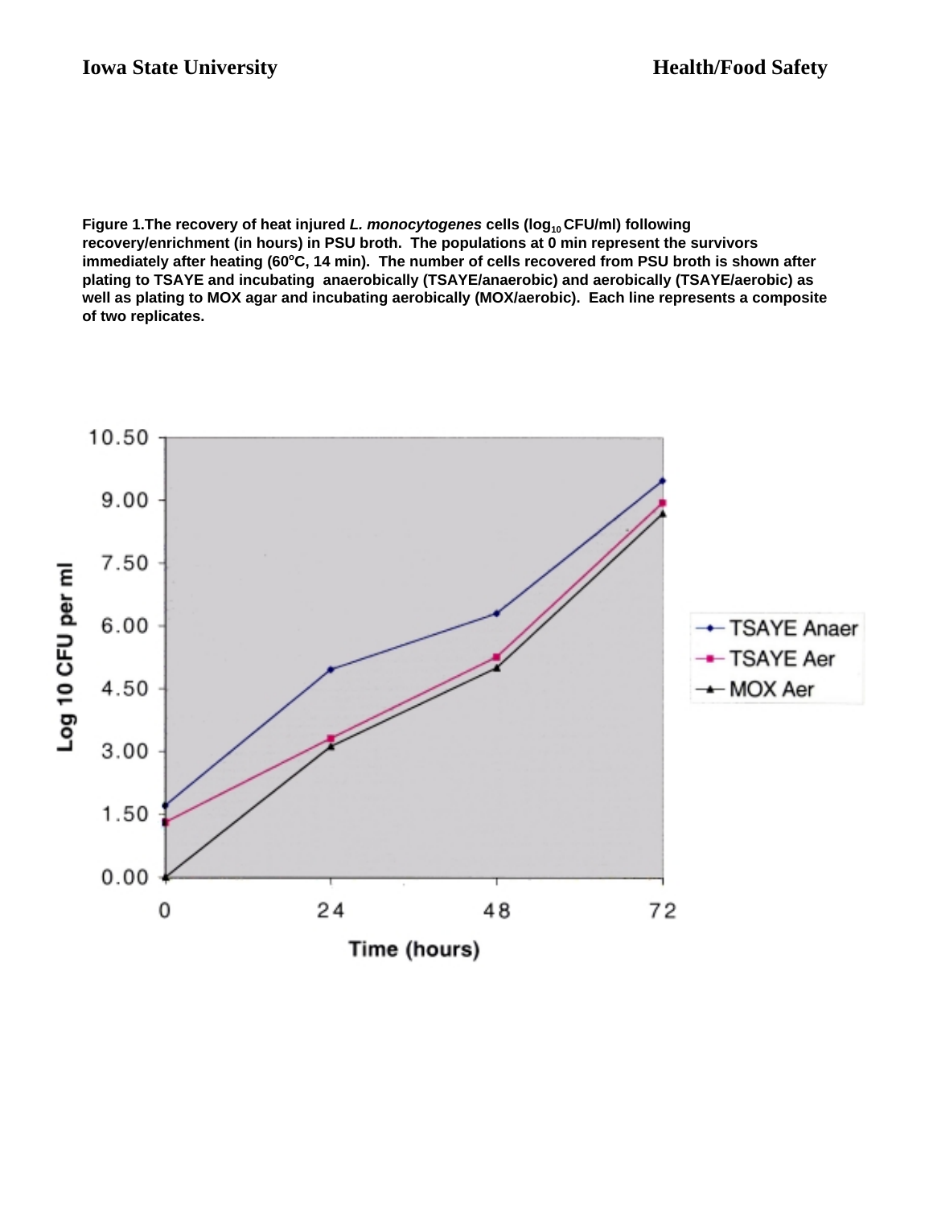**Figure 1.The recovery of heat injured *L. monocytogenes* cells ($log_{10}$ CFU/ml) following recovery/enrichment (in hours) in PSU broth. The populations at 0 min represent the survivors immediately after heating (60°C, 14 min). The number of cells recovered from PSU broth is shown after plating to TSAYE and incubating anaerobically (TSAYE/anaerobic) and aerobically (TSAYE/aerobic) as well as plating to MOX agar and incubating aerobically (MOX/aerobic). Each line represents a composite of two replicates.**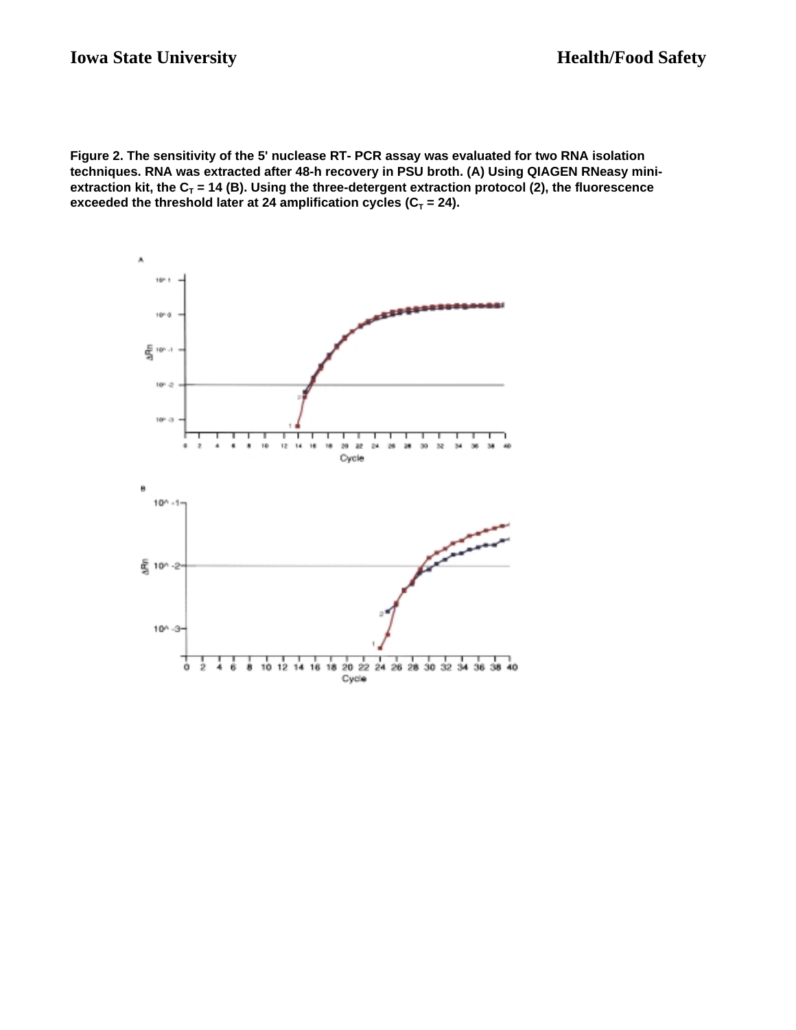**Figure 2. The sensitivity of the 5' nuclease RT- PCR assay was evaluated for two RNA isolation techniques. RNA was extracted after 48-h recovery in PSU broth. (A) Using QIAGEN RNeasy mini-extraction kit, the $C_T$ = 14 (B). Using the three-detergent extraction protocol (2), the fluorescence exceeded the threshold later at 24 amplification cycles ($C_T$ = 24).**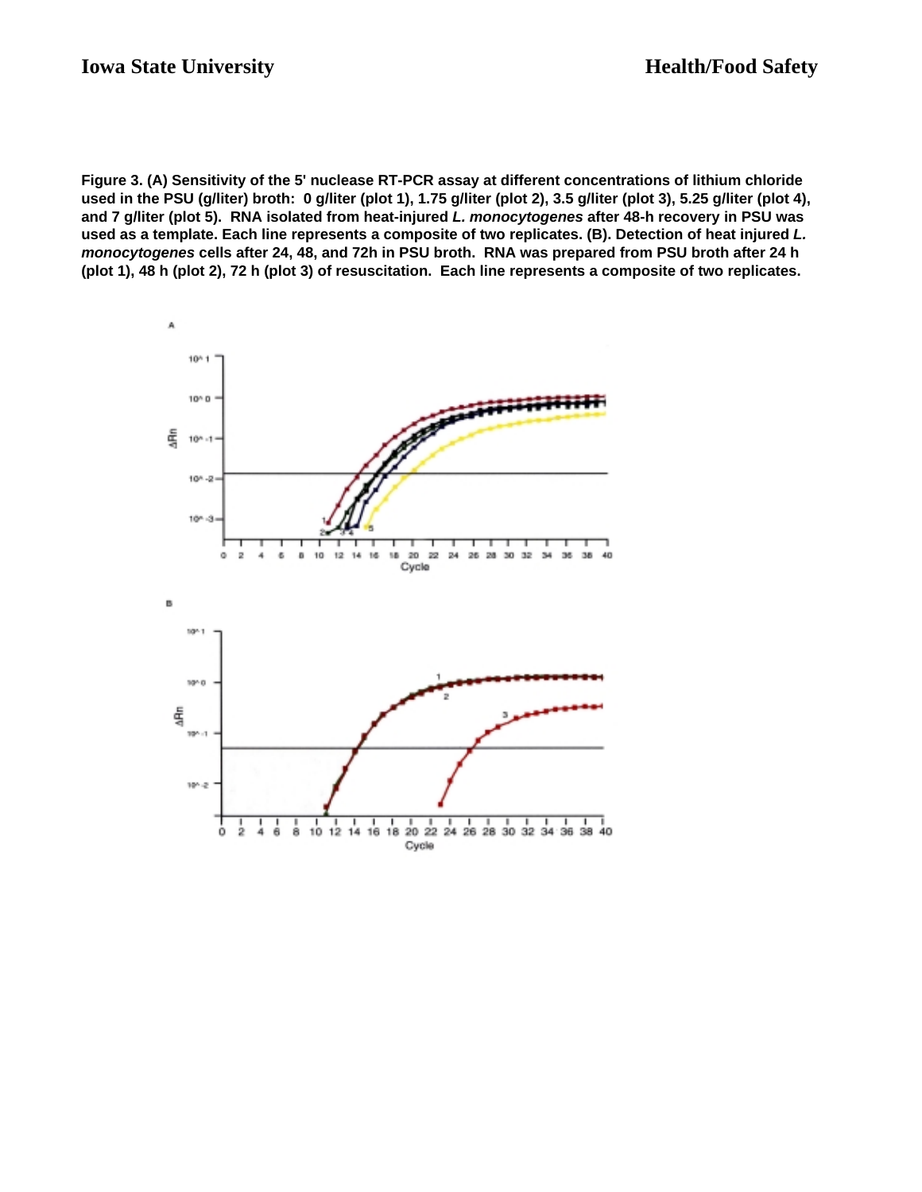**Figure 3. (A) Sensitivity of the 5' nuclease RT-PCR assay at different concentrations of lithium chloride used in the PSU (g/liter) broth: 0 g/liter (plot 1), 1.75 g/liter (plot 2), 3.5 g/liter (plot 3), 5.25 g/liter (plot 4), and 7 g/liter (plot 5). RNA isolated from heat-injured *L. monocytogenes* after 48-h recovery in PSU was used as a template. Each line represents a composite of two replicates. (B). Detection of heat injured *L. monocytogenes* cells after 24, 48, and 72h in PSU broth. RNA was prepared from PSU broth after 24 h (plot 1), 48 h (plot 2), 72 h (plot 3) of resuscitation. Each line represents a composite of two replicates.**

A

ΔRn

10^1

10^0

10^-1

10^-2

10^-3

1 2 3 4 5

0 2 4 6 8 10 12 14 16 18 20 22 24 26 28 30 32 34 36 38 40

Cycle

B

ΔRn

10^1

10^0

10^-1

10^-2

1 2 3

0 2 4 6 8 10 12 14 16 18 20 22 24 26 28 30 32 34 36 38 40

Cycle